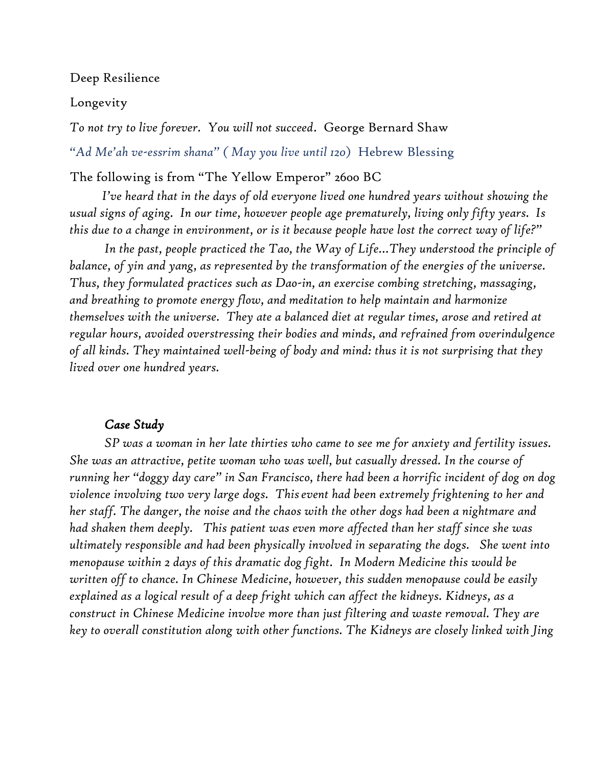Deep Resilience

Longevity

*To not try to live forever. You will not succeed*. George Bernard Shaw

*"Ad Me'ah ve-essrim shana" ( May you live until 120)* Hebrew Blessing

The following is from "The Yellow Emperor" 2600 BC

*I've heard that in the days of old everyone lived one hundred years without showing the usual signs of aging. In our time, however people age prematurely, living only fifty years. Is this due to a change in environment, or is it because people have lost the correct way of life?"*

*In the past, people practiced the Tao, the Way of Life...They understood the principle of balance, of yin and yang, as represented by the transformation of the energies of the universe. Thus, they formulated practices such as Dao-in, an exercise combing stretching, massaging, and breathing to promote energy flow, and meditation to help maintain and harmonize themselves with the universe. They ate a balanced diet at regular times, arose and retired at regular hours, avoided overstressing their bodies and minds, and refrained from overindulgence of all kinds. They maintained well-being of body and mind: thus it is not surprising that they lived over one hundred years.*

***Case Study***

*SP was a woman in her late thirties who came to see me for anxiety and fertility issues. She was an attractive, petite woman who was well, but casually dressed. In the course of running her "doggy day care" in San Francisco, there had been a horrific incident of dog on dog violence involving two very large dogs. This event had been extremely frightening to her and her staff. The danger, the noise and the chaos with the other dogs had been a nightmare and had shaken them deeply. This patient was even more affected than her staff since she was ultimately responsible and had been physically involved in separating the dogs. She went into menopause within 2 days of this dramatic dog fight. In Modern Medicine this would be written off to chance. In Chinese Medicine, however, this sudden menopause could be easily explained as a logical result of a deep fright which can affect the kidneys. Kidneys, as a construct in Chinese Medicine involve more than just filtering and waste removal. They are key to overall constitution along with other functions. The Kidneys are closely linked with Jing*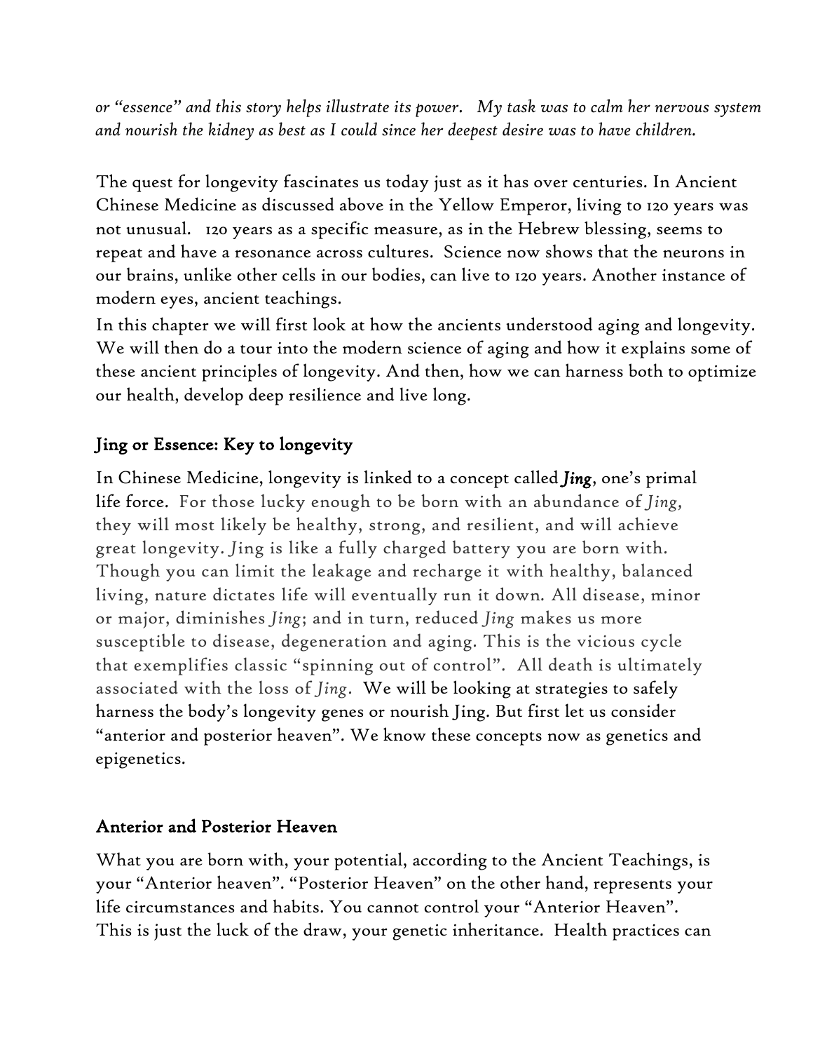*or "essence" and this story helps illustrate its power. My task was to calm her nervous system and nourish the kidney as best as I could since her deepest desire was to have children.*

The quest for longevity fascinates us today just as it has over centuries. In Ancient Chinese Medicine as discussed above in the Yellow Emperor, living to 120 years was not unusual. 120 years as a specific measure, as in the Hebrew blessing, seems to repeat and have a resonance across cultures. Science now shows that the neurons in our brains, unlike other cells in our bodies, can live to 120 years. Another instance of modern eyes, ancient teachings.

In this chapter we will first look at how the ancients understood aging and longevity. We will then do a tour into the modern science of aging and how it explains some of these ancient principles of longevity. And then, how we can harness both to optimize our health, develop deep resilience and live long.

## Jing or Essence: Key to longevity

In Chinese Medicine, longevity is linked to a concept called ***Jing***, one's primal life force. For those lucky enough to be born with an abundance of *Jing*, they will most likely be healthy, strong, and resilient, and will achieve great longevity. *Jing* is like a fully charged battery you are born with. Though you can limit the leakage and recharge it with healthy, balanced living, nature dictates life will eventually run it down. All disease, minor or major, diminishes *Jing*; and in turn, reduced *Jing* makes us more susceptible to disease, degeneration and aging. This is the vicious cycle that exemplifies classic "spinning out of control". All death is ultimately associated with the loss of *Jing*. We will be looking at strategies to safely harness the body's longevity genes or nourish Jing. But first let us consider "anterior and posterior heaven". We know these concepts now as genetics and epigenetics.

## Anterior and Posterior Heaven

What you are born with, your potential, according to the Ancient Teachings, is your "Anterior heaven". "Posterior Heaven" on the other hand, represents your life circumstances and habits. You cannot control your "Anterior Heaven". This is just the luck of the draw, your genetic inheritance. Health practices can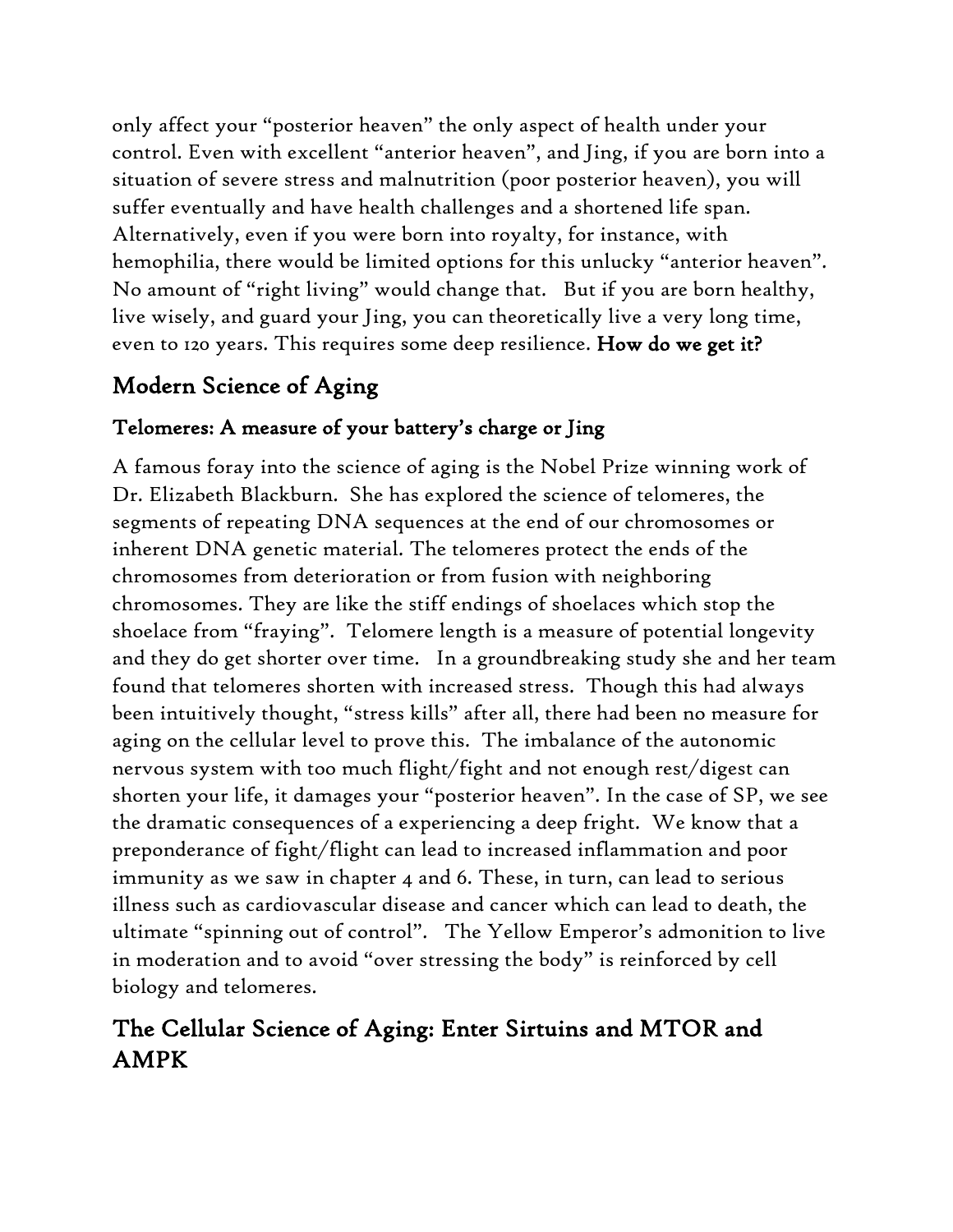only affect your "posterior heaven" the only aspect of health under your control. Even with excellent "anterior heaven", and Jing, if you are born into a situation of severe stress and malnutrition (poor posterior heaven), you will suffer eventually and have health challenges and a shortened life span. Alternatively, even if you were born into royalty, for instance, with hemophilia, there would be limited options for this unlucky "anterior heaven". No amount of "right living" would change that. But if you are born healthy, live wisely, and guard your Jing, you can theoretically live a very long time, even to 120 years. This requires some deep resilience. **How do we get it?**

## Modern Science of Aging

### Telomeres: A measure of your battery's charge or Jing

A famous foray into the science of aging is the Nobel Prize winning work of Dr. Elizabeth Blackburn. She has explored the science of telomeres, the segments of repeating DNA sequences at the end of our chromosomes or inherent DNA genetic material. The telomeres protect the ends of the chromosomes from deterioration or from fusion with neighboring chromosomes. They are like the stiff endings of shoelaces which stop the shoelace from "fraying". Telomere length is a measure of potential longevity and they do get shorter over time. In a groundbreaking study she and her team found that telomeres shorten with increased stress. Though this had always been intuitively thought, "stress kills" after all, there had been no measure for aging on the cellular level to prove this. The imbalance of the autonomic nervous system with too much flight/fight and not enough rest/digest can shorten your life, it damages your "posterior heaven". In the case of SP, we see the dramatic consequences of a experiencing a deep fright. We know that a preponderance of fight/flight can lead to increased inflammation and poor immunity as we saw in chapter 4 and 6. These, in turn, can lead to serious illness such as cardiovascular disease and cancer which can lead to death, the ultimate "spinning out of control". The Yellow Emperor's admonition to live in moderation and to avoid "over stressing the body" is reinforced by cell biology and telomeres.

## The Cellular Science of Aging: Enter Sirtuins and MTOR and AMPK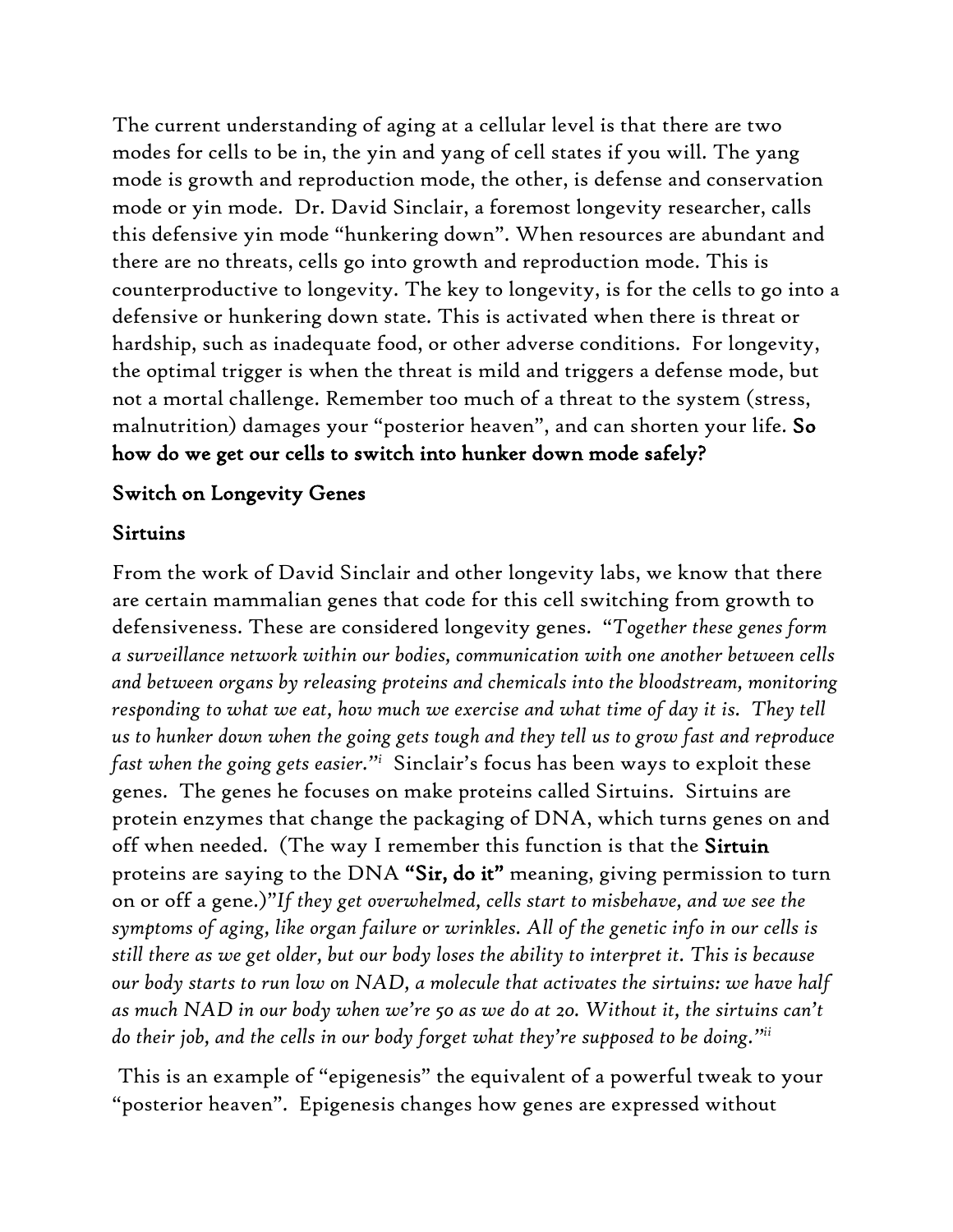The current understanding of aging at a cellular level is that there are two modes for cells to be in, the yin and yang of cell states if you will. The yang mode is growth and reproduction mode, the other, is defense and conservation mode or yin mode.  Dr. David Sinclair, a foremost longevity researcher, calls this defensive yin mode "hunkering down". When resources are abundant and there are no threats, cells go into growth and reproduction mode. This is counterproductive to longevity. The key to longevity, is for the cells to go into a defensive or hunkering down state. This is activated when there is threat or hardship, such as inadequate food, or other adverse conditions.  For longevity, the optimal trigger is when the threat is mild and triggers a defense mode, but not a mortal challenge. Remember too much of a threat to the system (stress, malnutrition) damages your "posterior heaven", and can shorten your life. **So how do we get our cells to switch into hunker down mode safely?**

## Switch on Longevity Genes

### Sirtuins

From the work of David Sinclair and other longevity labs, we know that there are certain mammalian genes that code for this cell switching from growth to defensiveness. These are considered longevity genes.  "*Together these genes form a surveillance network within our bodies, communication with one another between cells and between organs by releasing proteins and chemicals into the bloodstream, monitoring responding to what we eat, how much we exercise and what time of day it is.  They tell us to hunker down when the going gets tough and they tell us to grow fast and reproduce fast when the going gets easier.*"[i]  Sinclair's focus has been ways to exploit these genes.  The genes he focuses on make proteins called Sirtuins.  Sirtuins are protein enzymes that change the packaging of DNA, which turns genes on and off when needed.  (The way I remember this function is that the **Sirtuin** proteins are saying to the DNA **"Sir, do it"** meaning, giving permission to turn on or off a gene.)"*If they get overwhelmed, cells start to misbehave, and we see the symptoms of aging, like organ failure or wrinkles. All of the genetic info in our cells is still there as we get older, but our body loses the ability to interpret it. This is because our body starts to run low on NAD, a molecule that activates the sirtuins: we have half as much NAD in our body when we're 50 as we do at 20. Without it, the sirtuins can't do their job, and the cells in our body forget what they're supposed to be doing.*"[ii]

This is an example of "epigenesis" the equivalent of a powerful tweak to your "posterior heaven".  Epigenesis changes how genes are expressed without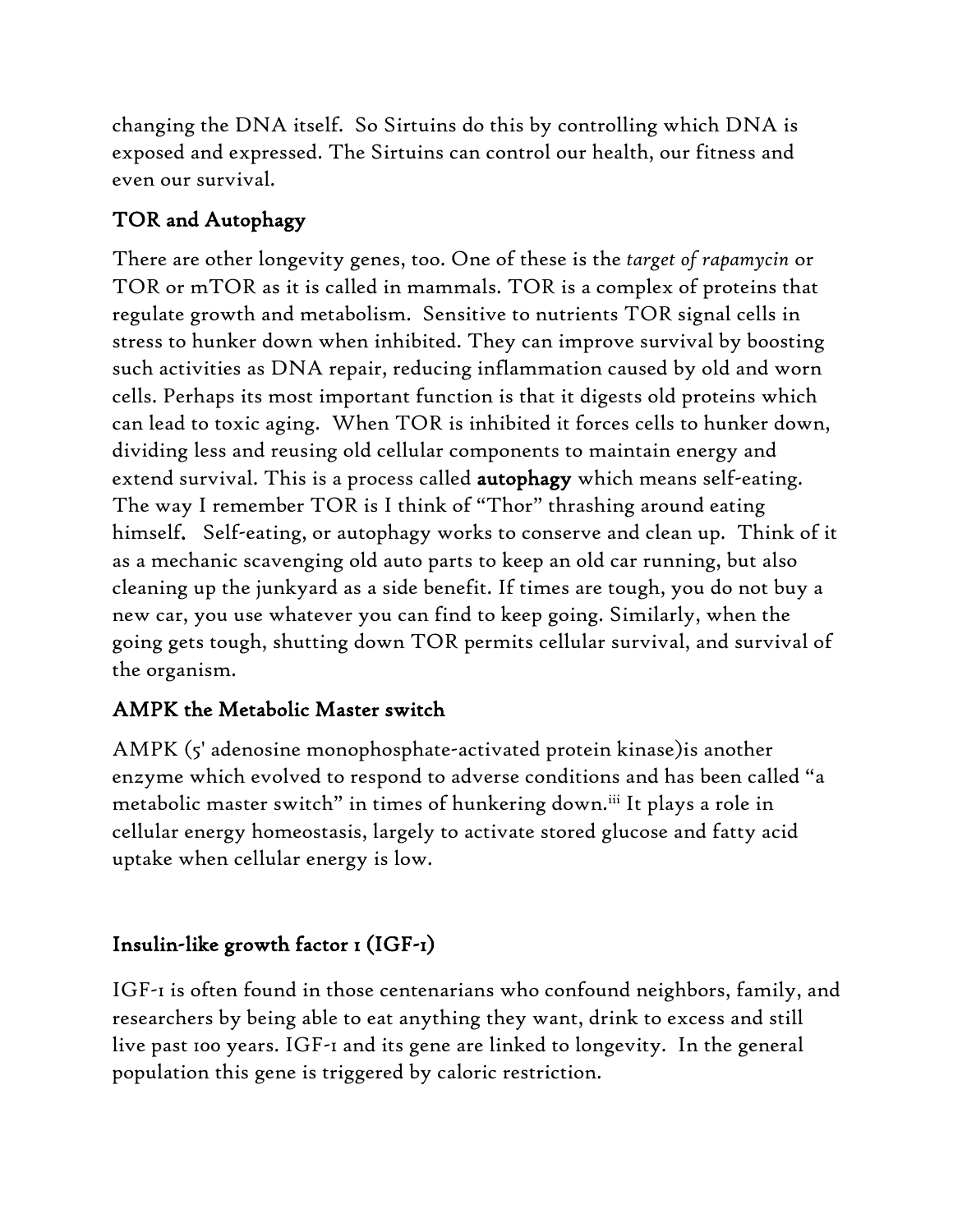changing the DNA itself. So Sirtuins do this by controlling which DNA is exposed and expressed. The Sirtuins can control our health, our fitness and even our survival.

## TOR and Autophagy

There are other longevity genes, too. One of these is the *target of rapamycin* or TOR or mTOR as it is called in mammals. TOR is a complex of proteins that regulate growth and metabolism. Sensitive to nutrients TOR signal cells in stress to hunker down when inhibited. They can improve survival by boosting such activities as DNA repair, reducing inflammation caused by old and worn cells. Perhaps its most important function is that it digests old proteins which can lead to toxic aging. When TOR is inhibited it forces cells to hunker down, dividing less and reusing old cellular components to maintain energy and extend survival. This is a process called **autophagy** which means self-eating. The way I remember TOR is I think of "Thor" thrashing around eating himself. Self-eating, or autophagy works to conserve and clean up. Think of it as a mechanic scavenging old auto parts to keep an old car running, but also cleaning up the junkyard as a side benefit. If times are tough, you do not buy a new car, you use whatever you can find to keep going. Similarly, when the going gets tough, shutting down TOR permits cellular survival, and survival of the organism.

## AMPK the Metabolic Master switch

AMPK (5' adenosine monophosphate-activated protein kinase)is another enzyme which evolved to respond to adverse conditions and has been called "a metabolic master switch" in times of hunkering down.[iii] It plays a role in cellular energy homeostasis, largely to activate stored glucose and fatty acid uptake when cellular energy is low.

## Insulin-like growth factor 1 (IGF-1)

IGF-1 is often found in those centenarians who confound neighbors, family, and researchers by being able to eat anything they want, drink to excess and still live past 100 years. IGF-1 and its gene are linked to longevity. In the general population this gene is triggered by caloric restriction.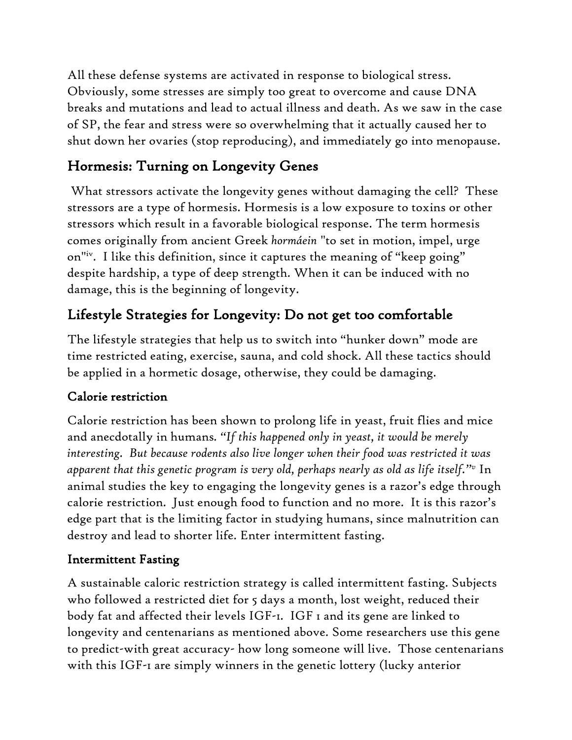All these defense systems are activated in response to biological stress. Obviously, some stresses are simply too great to overcome and cause DNA breaks and mutations and lead to actual illness and death. As we saw in the case of SP, the fear and stress were so overwhelming that it actually caused her to shut down her ovaries (stop reproducing), and immediately go into menopause.

## Hormesis: Turning on Longevity Genes

What stressors activate the longevity genes without damaging the cell? These stressors are a type of hormesis. Hormesis is a low exposure to toxins or other stressors which result in a favorable biological response. The term hormesis comes originally from ancient Greek *hormáein* "to set in motion, impel, urge on"[iv]. I like this definition, since it captures the meaning of "keep going" despite hardship, a type of deep strength. When it can be induced with no damage, this is the beginning of longevity.

## Lifestyle Strategies for Longevity: Do not get too comfortable

The lifestyle strategies that help us to switch into "hunker down" mode are time restricted eating, exercise, sauna, and cold shock. All these tactics should be applied in a hormetic dosage, otherwise, they could be damaging.

### Calorie restriction

Calorie restriction has been shown to prolong life in yeast, fruit flies and mice and anecdotally in humans. *"If this happened only in yeast, it would be merely interesting. But because rodents also live longer when their food was restricted it was apparent that this genetic program is very old, perhaps nearly as old as life itself."*[v] In animal studies the key to engaging the longevity genes is a razor's edge through calorie restriction. Just enough food to function and no more. It is this razor's edge part that is the limiting factor in studying humans, since malnutrition can destroy and lead to shorter life. Enter intermittent fasting.

### Intermittent Fasting

A sustainable caloric restriction strategy is called intermittent fasting. Subjects who followed a restricted diet for 5 days a month, lost weight, reduced their body fat and affected their levels IGF-1. IGF 1 and its gene are linked to longevity and centenarians as mentioned above. Some researchers use this gene to predict-with great accuracy- how long someone will live. Those centenarians with this IGF-1 are simply winners in the genetic lottery (lucky anterior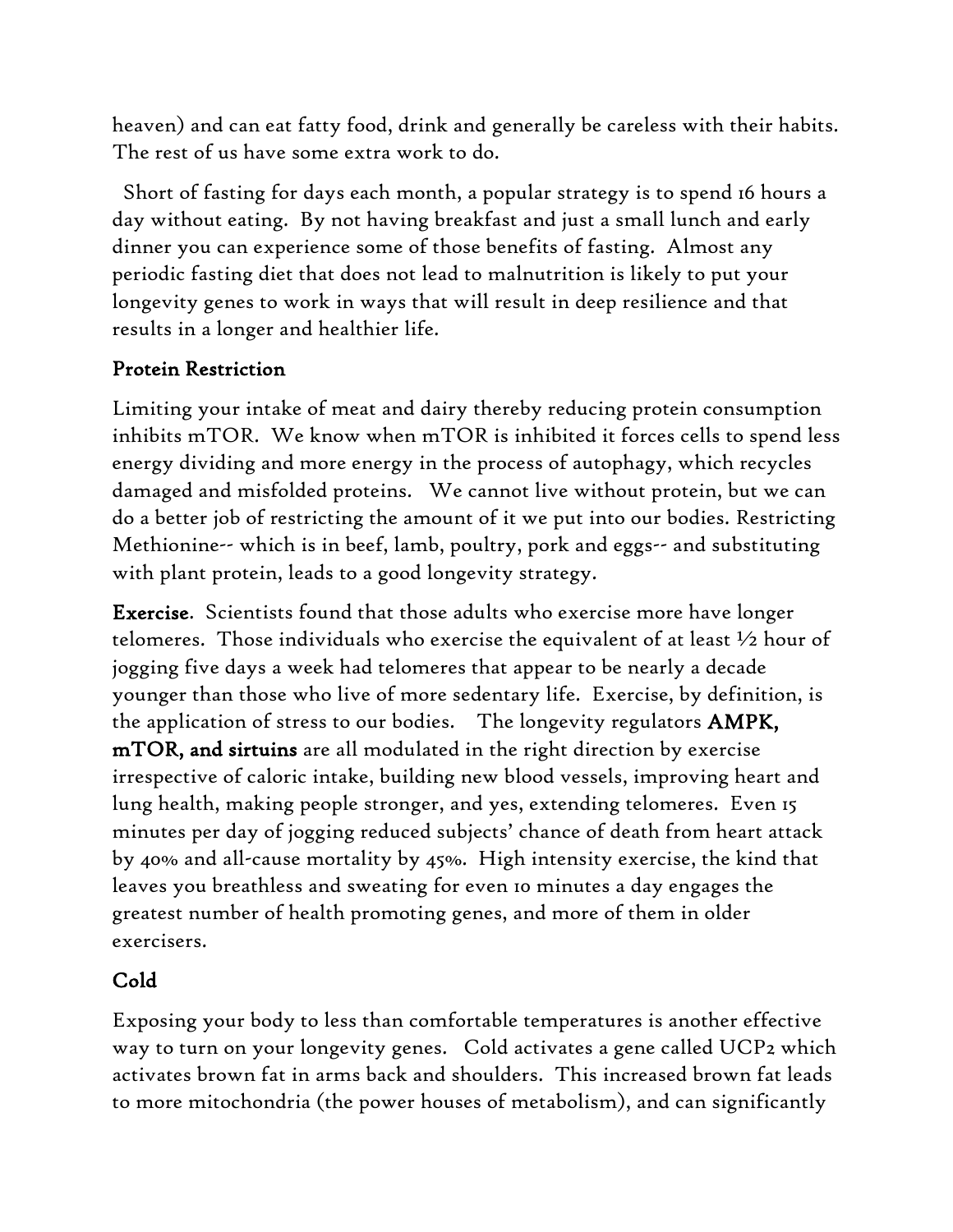heaven) and can eat fatty food, drink and generally be careless with their habits. The rest of us have some extra work to do.

Short of fasting for days each month, a popular strategy is to spend 16 hours a day without eating. By not having breakfast and just a small lunch and early dinner you can experience some of those benefits of fasting. Almost any periodic fasting diet that does not lead to malnutrition is likely to put your longevity genes to work in ways that will result in deep resilience and that results in a longer and healthier life.

## Protein Restriction

Limiting your intake of meat and dairy thereby reducing protein consumption inhibits mTOR. We know when mTOR is inhibited it forces cells to spend less energy dividing and more energy in the process of autophagy, which recycles damaged and misfolded proteins. We cannot live without protein, but we can do a better job of restricting the amount of it we put into our bodies. Restricting Methionine-- which is in beef, lamb, poultry, pork and eggs-- and substituting with plant protein, leads to a good longevity strategy.

**Exercise**. Scientists found that those adults who exercise more have longer telomeres. Those individuals who exercise the equivalent of at least ½ hour of jogging five days a week had telomeres that appear to be nearly a decade younger than those who live of more sedentary life. Exercise, by definition, is the application of stress to our bodies. The longevity regulators **AMPK, mTOR, and sirtuins** are all modulated in the right direction by exercise irrespective of caloric intake, building new blood vessels, improving heart and lung health, making people stronger, and yes, extending telomeres. Even 15 minutes per day of jogging reduced subjects' chance of death from heart attack by 40% and all-cause mortality by 45%. High intensity exercise, the kind that leaves you breathless and sweating for even 10 minutes a day engages the greatest number of health promoting genes, and more of them in older exercisers.

## Cold

Exposing your body to less than comfortable temperatures is another effective way to turn on your longevity genes. Cold activates a gene called UCP2 which activates brown fat in arms back and shoulders. This increased brown fat leads to more mitochondria (the power houses of metabolism), and can significantly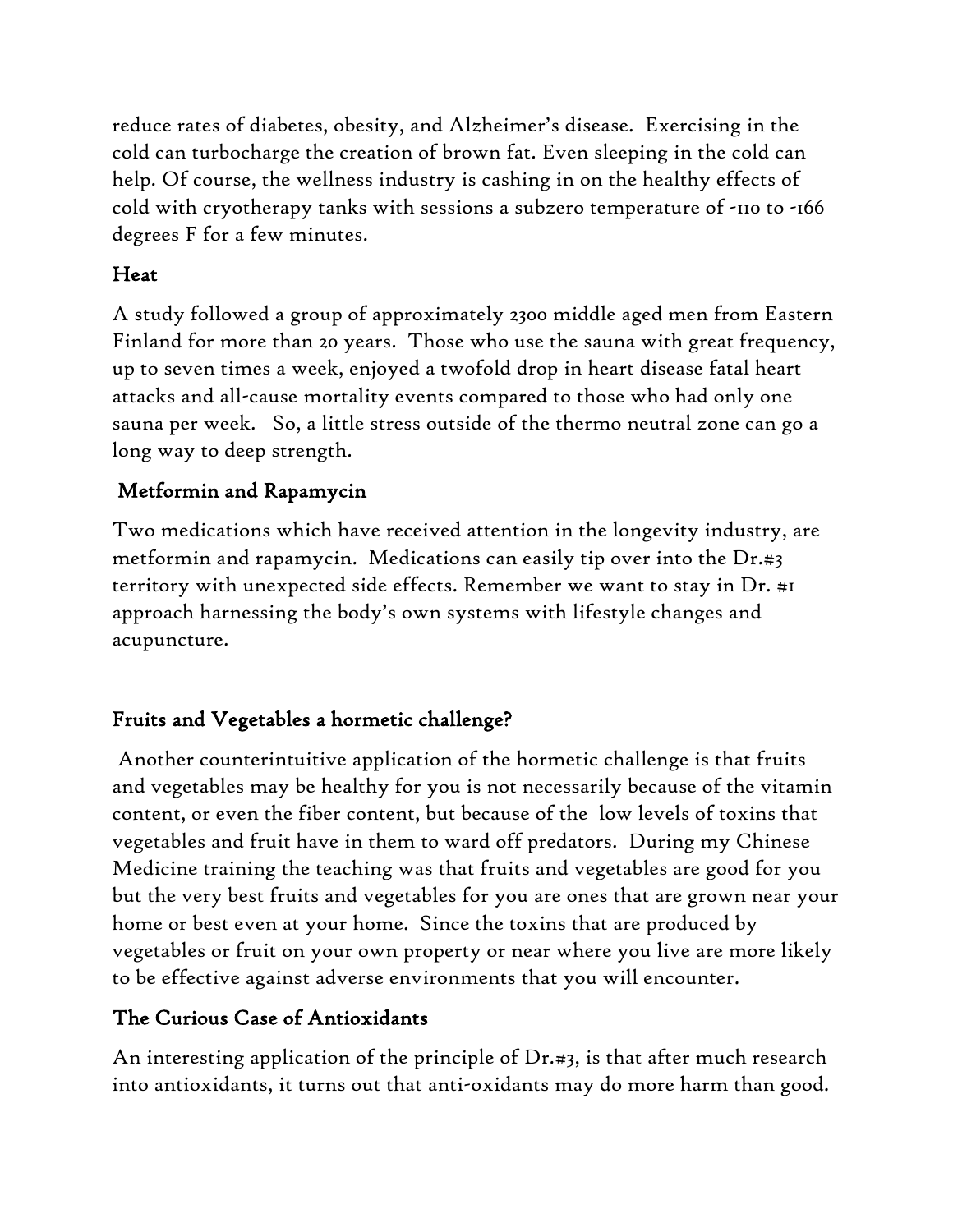reduce rates of diabetes, obesity, and Alzheimer's disease. Exercising in the cold can turbocharge the creation of brown fat. Even sleeping in the cold can help. Of course, the wellness industry is cashing in on the healthy effects of cold with cryotherapy tanks with sessions a subzero temperature of -110 to -166 degrees F for a few minutes.

### Heat

A study followed a group of approximately 2300 middle aged men from Eastern Finland for more than 20 years. Those who use the sauna with great frequency, up to seven times a week, enjoyed a twofold drop in heart disease fatal heart attacks and all-cause mortality events compared to those who had only one sauna per week. So, a little stress outside of the thermo neutral zone can go a long way to deep strength.

### Metformin and Rapamycin

Two medications which have received attention in the longevity industry, are metformin and rapamycin. Medications can easily tip over into the Dr.#3 territory with unexpected side effects. Remember we want to stay in Dr. #1 approach harnessing the body's own systems with lifestyle changes and acupuncture.

### Fruits and Vegetables a hormetic challenge?

Another counterintuitive application of the hormetic challenge is that fruits and vegetables may be healthy for you is not necessarily because of the vitamin content, or even the fiber content, but because of the low levels of toxins that vegetables and fruit have in them to ward off predators. During my Chinese Medicine training the teaching was that fruits and vegetables are good for you but the very best fruits and vegetables for you are ones that are grown near your home or best even at your home. Since the toxins that are produced by vegetables or fruit on your own property or near where you live are more likely to be effective against adverse environments that you will encounter.

### The Curious Case of Antioxidants

An interesting application of the principle of Dr.#3, is that after much research into antioxidants, it turns out that anti-oxidants may do more harm than good.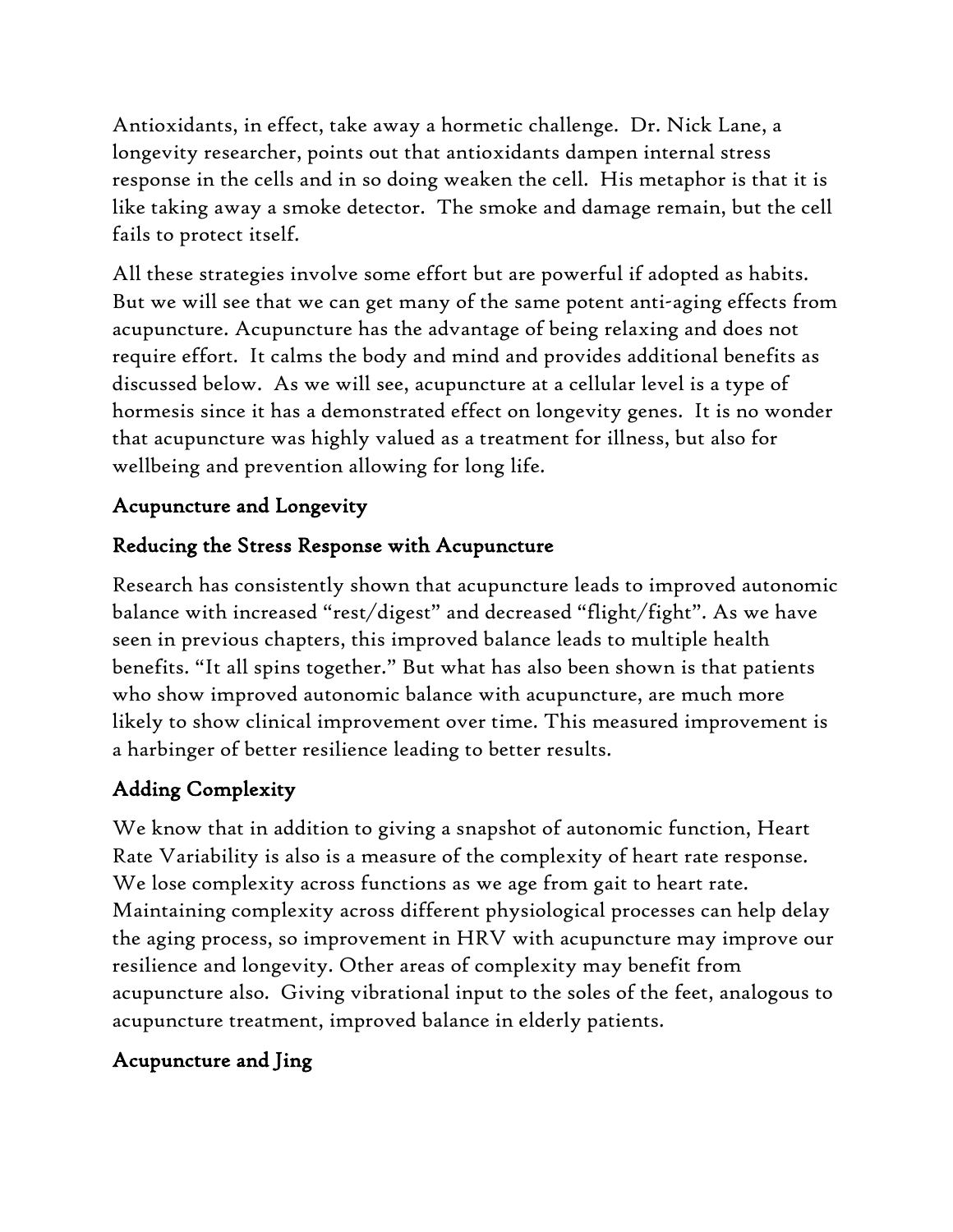Antioxidants, in effect, take away a hormetic challenge. Dr. Nick Lane, a longevity researcher, points out that antioxidants dampen internal stress response in the cells and in so doing weaken the cell. His metaphor is that it is like taking away a smoke detector. The smoke and damage remain, but the cell fails to protect itself.

All these strategies involve some effort but are powerful if adopted as habits. But we will see that we can get many of the same potent anti-aging effects from acupuncture. Acupuncture has the advantage of being relaxing and does not require effort. It calms the body and mind and provides additional benefits as discussed below. As we will see, acupuncture at a cellular level is a type of hormesis since it has a demonstrated effect on longevity genes. It is no wonder that acupuncture was highly valued as a treatment for illness, but also for wellbeing and prevention allowing for long life.

## Acupuncture and Longevity

### Reducing the Stress Response with Acupuncture

Research has consistently shown that acupuncture leads to improved autonomic balance with increased "rest/digest" and decreased "flight/fight". As we have seen in previous chapters, this improved balance leads to multiple health benefits. "It all spins together." But what has also been shown is that patients who show improved autonomic balance with acupuncture, are much more likely to show clinical improvement over time. This measured improvement is a harbinger of better resilience leading to better results.

### Adding Complexity

We know that in addition to giving a snapshot of autonomic function, Heart Rate Variability is also is a measure of the complexity of heart rate response. We lose complexity across functions as we age from gait to heart rate. Maintaining complexity across different physiological processes can help delay the aging process, so improvement in HRV with acupuncture may improve our resilience and longevity. Other areas of complexity may benefit from acupuncture also. Giving vibrational input to the soles of the feet, analogous to acupuncture treatment, improved balance in elderly patients.

### Acupuncture and Jing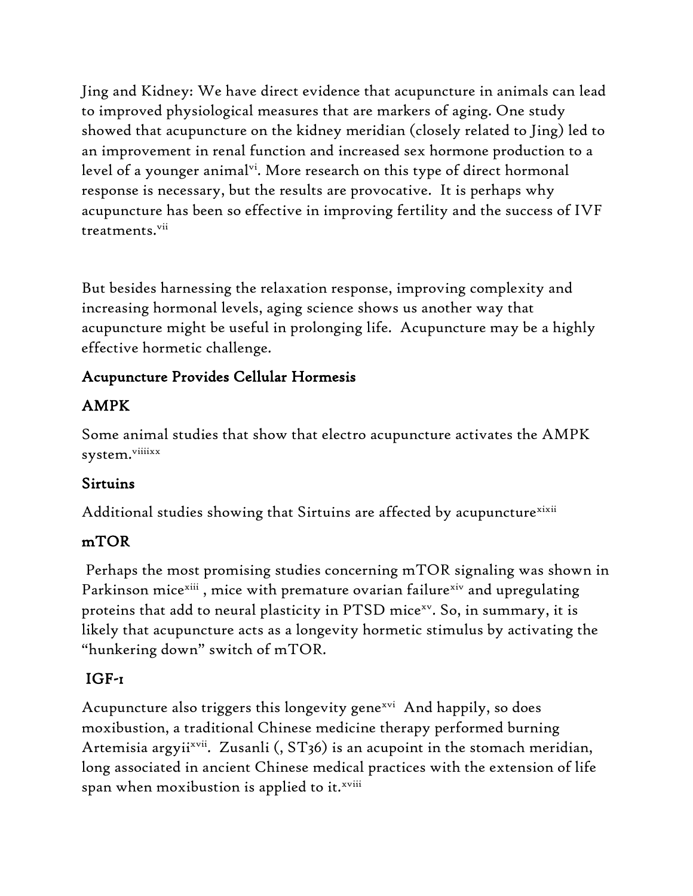Jing and Kidney: We have direct evidence that acupuncture in animals can lead to improved physiological measures that are markers of aging. One study showed that acupuncture on the kidney meridian (closely related to Jing) led to an improvement in renal function and increased sex hormone production to a level of a younger animal[vi]. More research on this type of direct hormonal response is necessary, but the results are provocative. It is perhaps why acupuncture has been so effective in improving fertility and the success of IVF treatments.[vii]

But besides harnessing the relaxation response, improving complexity and increasing hormonal levels, aging science shows us another way that acupuncture might be useful in prolonging life. Acupuncture may be a highly effective hormetic challenge.

## Acupuncture Provides Cellular Hormesis

### AMPK

Some animal studies that show that electro acupuncture activates the AMPK system.[viii][ix][x]

### Sirtuins

Additional studies showing that Sirtuins are affected by acupuncture[xi][xii]

### mTOR

Perhaps the most promising studies concerning mTOR signaling was shown in Parkinson mice[xiii] , mice with premature ovarian failure[xiv] and upregulating proteins that add to neural plasticity in PTSD mice[xv]. So, in summary, it is likely that acupuncture acts as a longevity hormetic stimulus by activating the "hunkering down" switch of mTOR.

### IGF-1

Acupuncture also triggers this longevity gene[xvi] And happily, so does moxibustion, a traditional Chinese medicine therapy performed burning Artemisia argyii[xvii]. Zusanli (, ST36) is an acupoint in the stomach meridian, long associated in ancient Chinese medical practices with the extension of life span when moxibustion is applied to it.[xviii]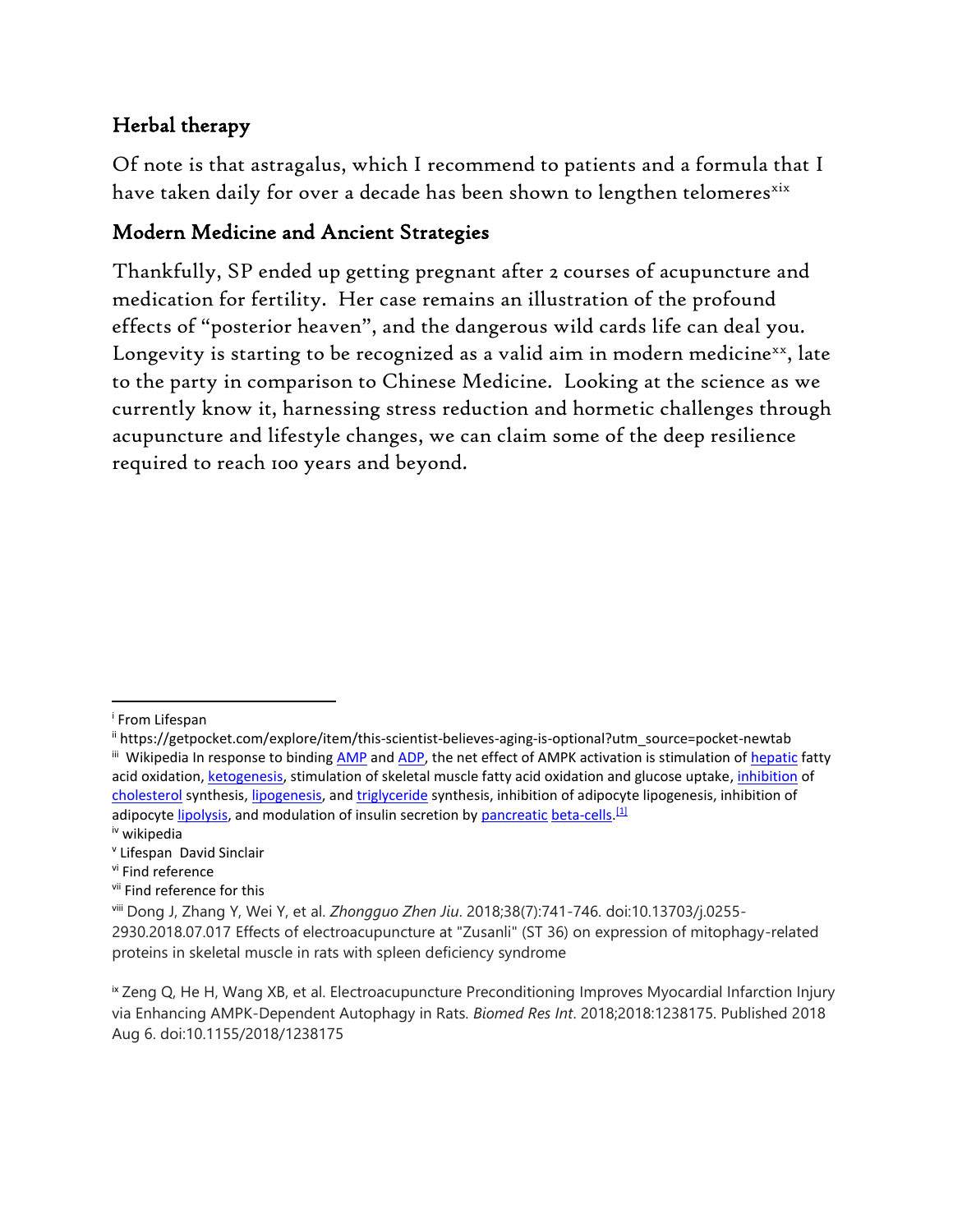## Herbal therapy

Of note is that astragalus, which I recommend to patients and a formula that I have taken daily for over a decade has been shown to lengthen telomeres[xix]

## Modern Medicine and Ancient Strategies

Thankfully, SP ended up getting pregnant after 2 courses of acupuncture and medication for fertility. Her case remains an illustration of the profound effects of "posterior heaven", and the dangerous wild cards life can deal you. Longevity is starting to be recognized as a valid aim in modern medicine[xx], late to the party in comparison to Chinese Medicine. Looking at the science as we currently know it, harnessing stress reduction and hormetic challenges through acupuncture and lifestyle changes, we can claim some of the deep resilience required to reach 100 years and beyond.

---

[i] From Lifespan

[ii] https://getpocket.com/explore/item/this-scientist-believes-aging-is-optional?utm_source=pocket-newtab

[iii] Wikipedia In response to binding AMP and ADP, the net effect of AMPK activation is stimulation of hepatic fatty acid oxidation, ketogenesis, stimulation of skeletal muscle fatty acid oxidation and glucose uptake, inhibition of cholesterol synthesis, lipogenesis, and triglyceride synthesis, inhibition of adipocyte lipogenesis, inhibition of adipocyte lipolysis, and modulation of insulin secretion by pancreatic beta-cells.[1]

[iv] wikipedia

[v] Lifespan David Sinclair

[vi] Find reference

[vii] Find reference for this

[viii] Dong J, Zhang Y, Wei Y, et al. *Zhongguo Zhen Jiu*. 2018;38(7):741-746. doi:10.13703/j.0255-2930.2018.07.017 Effects of electroacupuncture at "Zusanli" (ST 36) on expression of mitophagy-related proteins in skeletal muscle in rats with spleen deficiency syndrome

[ix] Zeng Q, He H, Wang XB, et al. Electroacupuncture Preconditioning Improves Myocardial Infarction Injury via Enhancing AMPK-Dependent Autophagy in Rats. *Biomed Res Int*. 2018;2018:1238175. Published 2018 Aug 6. doi:10.1155/2018/1238175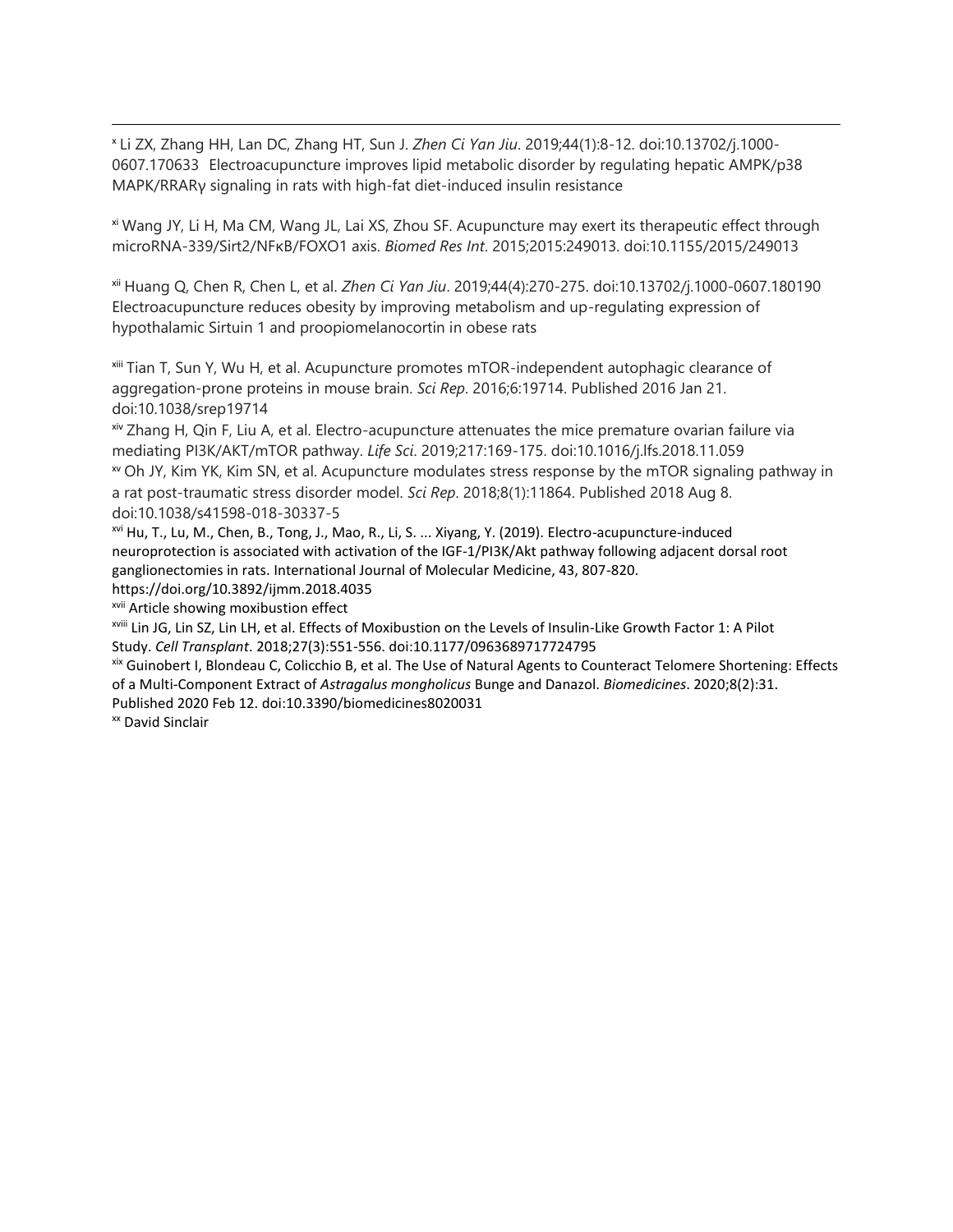[x] Li ZX, Zhang HH, Lan DC, Zhang HT, Sun J. *Zhen Ci Yan Jiu*. 2019;44(1):8-12. doi:10.13702/j.1000-0607.170633 Electroacupuncture improves lipid metabolic disorder by regulating hepatic AMPK/p38 MAPK/RRARγ signaling in rats with high-fat diet-induced insulin resistance

[xi] Wang JY, Li H, Ma CM, Wang JL, Lai XS, Zhou SF. Acupuncture may exert its therapeutic effect through microRNA-339/Sirt2/NFκB/FOXO1 axis. *Biomed Res Int*. 2015;2015:249013. doi:10.1155/2015/249013

[xii] Huang Q, Chen R, Chen L, et al. *Zhen Ci Yan Jiu*. 2019;44(4):270-275. doi:10.13702/j.1000-0607.180190 Electroacupuncture reduces obesity by improving metabolism and up-regulating expression of hypothalamic Sirtuin 1 and proopiomelanocortin in obese rats

[xiii] Tian T, Sun Y, Wu H, et al. Acupuncture promotes mTOR-independent autophagic clearance of aggregation-prone proteins in mouse brain. *Sci Rep*. 2016;6:19714. Published 2016 Jan 21. doi:10.1038/srep19714

[xiv] Zhang H, Qin F, Liu A, et al. Electro-acupuncture attenuates the mice premature ovarian failure via mediating PI3K/AKT/mTOR pathway. *Life Sci*. 2019;217:169-175. doi:10.1016/j.lfs.2018.11.059

[xv] Oh JY, Kim YK, Kim SN, et al. Acupuncture modulates stress response by the mTOR signaling pathway in a rat post-traumatic stress disorder model. *Sci Rep*. 2018;8(1):11864. Published 2018 Aug 8. doi:10.1038/s41598-018-30337-5

[xvi] Hu, T., Lu, M., Chen, B., Tong, J., Mao, R., Li, S. ... Xiyang, Y. (2019). Electro-acupuncture-induced neuroprotection is associated with activation of the IGF-1/PI3K/Akt pathway following adjacent dorsal root ganglionectomies in rats. International Journal of Molecular Medicine, 43, 807-820. https://doi.org/10.3892/ijmm.2018.4035

[xvii] Article showing moxibustion effect

[xviii] Lin JG, Lin SZ, Lin LH, et al. Effects of Moxibustion on the Levels of Insulin-Like Growth Factor 1: A Pilot Study. *Cell Transplant*. 2018;27(3):551-556. doi:10.1177/0963689717724795

[xix] Guinobert I, Blondeau C, Colicchio B, et al. The Use of Natural Agents to Counteract Telomere Shortening: Effects of a Multi-Component Extract of *Astragalus mongholicus* Bunge and Danazol. *Biomedicines*. 2020;8(2):31. Published 2020 Feb 12. doi:10.3390/biomedicines8020031

[xx] David Sinclair